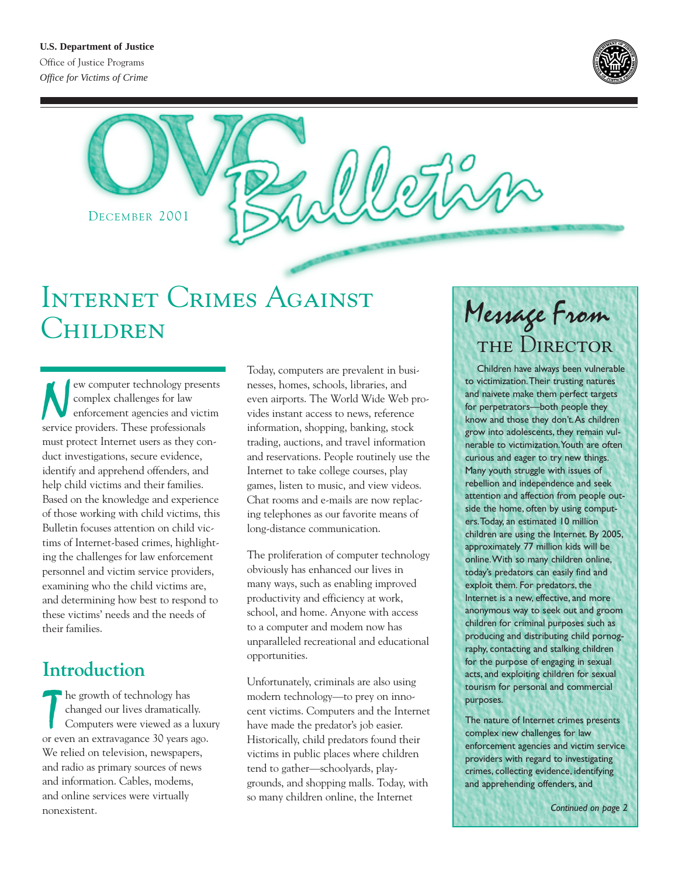**U.S. Department of Justice**
Office of Justice Programs
*Office for Victims of Crime*

# OVC Bulletin

December 2001

# Internet Crimes Against Children

New computer technology presents complex challenges for law enforcement agencies and victim service providers. These professionals must protect Internet users as they conduct investigations, secure evidence, identify and apprehend offenders, and help child victims and their families. Based on the knowledge and experience of those working with child victims, this Bulletin focuses attention on child victims of Internet-based crimes, highlighting the challenges for law enforcement personnel and victim service providers, examining who the child victims are, and determining how best to respond to these victims' needs and the needs of their families.

## Introduction

The growth of technology has changed our lives dramatically. Computers were viewed as a luxury or even an extravagance 30 years ago. We relied on television, newspapers, and radio as primary sources of news and information. Cables, modems, and online services were virtually nonexistent.

Today, computers are prevalent in businesses, homes, schools, libraries, and even airports. The World Wide Web provides instant access to news, reference information, shopping, banking, stock trading, auctions, and travel information and reservations. People routinely use the Internet to take college courses, play games, listen to music, and view videos. Chat rooms and e-mails are now replacing telephones as our favorite means of long-distance communication.

The proliferation of computer technology obviously has enhanced our lives in many ways, such as enabling improved productivity and efficiency at work, school, and home. Anyone with access to a computer and modem now has unparalleled recreational and educational opportunities.

Unfortunately, criminals are also using modern technology—to prey on innocent victims. Computers and the Internet have made the predator's job easier. Historically, child predators found their victims in public places where children tend to gather—schoolyards, playgrounds, and shopping malls. Today, with so many children online, the Internet

## Message From the Director

Children have always been vulnerable to victimization. Their trusting natures and naivete make them perfect targets for perpetrators—both people they know and those they don't. As children grow into adolescents, they remain vulnerable to victimization. Youth are often curious and eager to try new things. Many youth struggle with issues of rebellion and independence and seek attention and affection from people outside the home, often by using computers. Today, an estimated 10 million children are using the Internet. By 2005, approximately 77 million kids will be online. With so many children online, today's predators can easily find and exploit them. For predators, the Internet is a new, effective, and more anonymous way to seek out and groom children for criminal purposes such as producing and distributing child pornography, contacting and stalking children for the purpose of engaging in sexual acts, and exploiting children for sexual tourism for personal and commercial purposes.

The nature of Internet crimes presents complex new challenges for law enforcement agencies and victim service providers with regard to investigating crimes, collecting evidence, identifying and apprehending offenders, and

*Continued on page 2*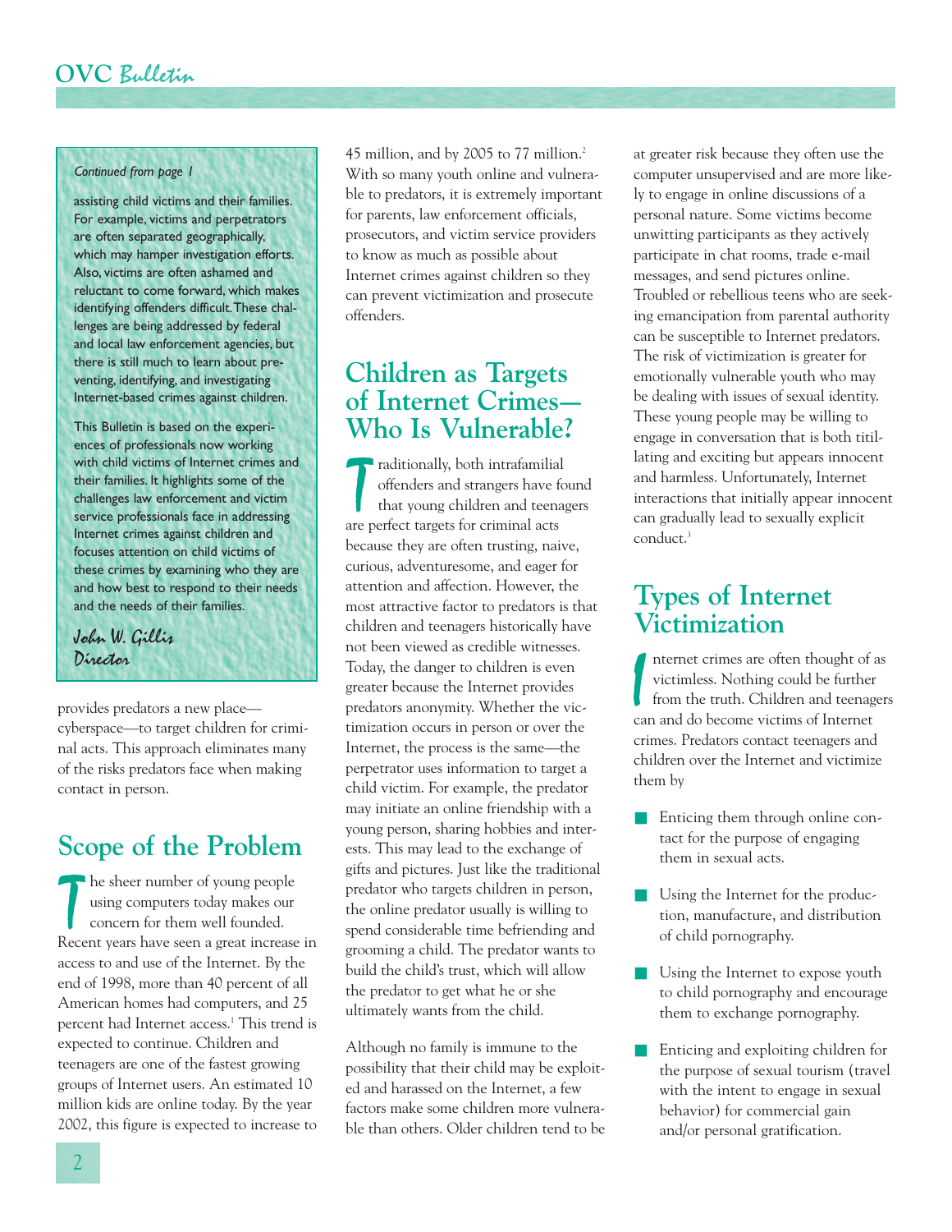*Continued from page 1*

assisting child victims and their families. For example, victims and perpetrators are often separated geographically, which may hamper investigation efforts. Also, victims are often ashamed and reluctant to come forward, which makes identifying offenders difficult. These challenges are being addressed by federal and local law enforcement agencies, but there is still much to learn about preventing, identifying, and investigating Internet-based crimes against children.

This Bulletin is based on the experiences of professionals now working with child victims of Internet crimes and their families. It highlights some of the challenges law enforcement and victim service professionals face in addressing Internet crimes against children and focuses attention on child victims of these crimes by examining who they are and how best to respond to their needs and the needs of their families.

*John W. Gillis*
*Director*

provides predators a new place—cyberspace—to target children for criminal acts. This approach eliminates many of the risks predators face when making contact in person.

## Scope of the Problem

The sheer number of young people using computers today makes our concern for them well founded. Recent years have seen a great increase in access to and use of the Internet. By the end of 1998, more than 40 percent of all American homes had computers, and 25 percent had Internet access.[1] This trend is expected to continue. Children and teenagers are one of the fastest growing groups of Internet users. An estimated 10 million kids are online today. By the year 2002, this figure is expected to increase to 45 million, and by 2005 to 77 million.[2] With so many youth online and vulnerable to predators, it is extremely important for parents, law enforcement officials, prosecutors, and victim service providers to know as much as possible about Internet crimes against children so they can prevent victimization and prosecute offenders.

## Children as Targets of Internet Crimes—Who Is Vulnerable?

Traditionally, both intrafamilial offenders and strangers have found that young children and teenagers are perfect targets for criminal acts because they are often trusting, naive, curious, adventuresome, and eager for attention and affection. However, the most attractive factor to predators is that children and teenagers historically have not been viewed as credible witnesses. Today, the danger to children is even greater because the Internet provides predators anonymity. Whether the victimization occurs in person or over the Internet, the process is the same—the perpetrator uses information to target a child victim. For example, the predator may initiate an online friendship with a young person, sharing hobbies and interests. This may lead to the exchange of gifts and pictures. Just like the traditional predator who targets children in person, the online predator usually is willing to spend considerable time befriending and grooming a child. The predator wants to build the child's trust, which will allow the predator to get what he or she ultimately wants from the child.

Although no family is immune to the possibility that their child may be exploited and harassed on the Internet, a few factors make some children more vulnerable than others. Older children tend to be at greater risk because they often use the computer unsupervised and are more likely to engage in online discussions of a personal nature. Some victims become unwitting participants as they actively participate in chat rooms, trade e-mail messages, and send pictures online. Troubled or rebellious teens who are seeking emancipation from parental authority can be susceptible to Internet predators. The risk of victimization is greater for emotionally vulnerable youth who may be dealing with issues of sexual identity. These young people may be willing to engage in conversation that is both titillating and exciting but appears innocent and harmless. Unfortunately, Internet interactions that initially appear innocent can gradually lead to sexually explicit conduct.[3]

## Types of Internet Victimization

Internet crimes are often thought of as victimless. Nothing could be further from the truth. Children and teenagers can and do become victims of Internet crimes. Predators contact teenagers and children over the Internet and victimize them by

- Enticing them through online contact for the purpose of engaging them in sexual acts.
- Using the Internet for the production, manufacture, and distribution of child pornography.
- Using the Internet to expose youth to child pornography and encourage them to exchange pornography.
- Enticing and exploiting children for the purpose of sexual tourism (travel with the intent to engage in sexual behavior) for commercial gain and/or personal gratification.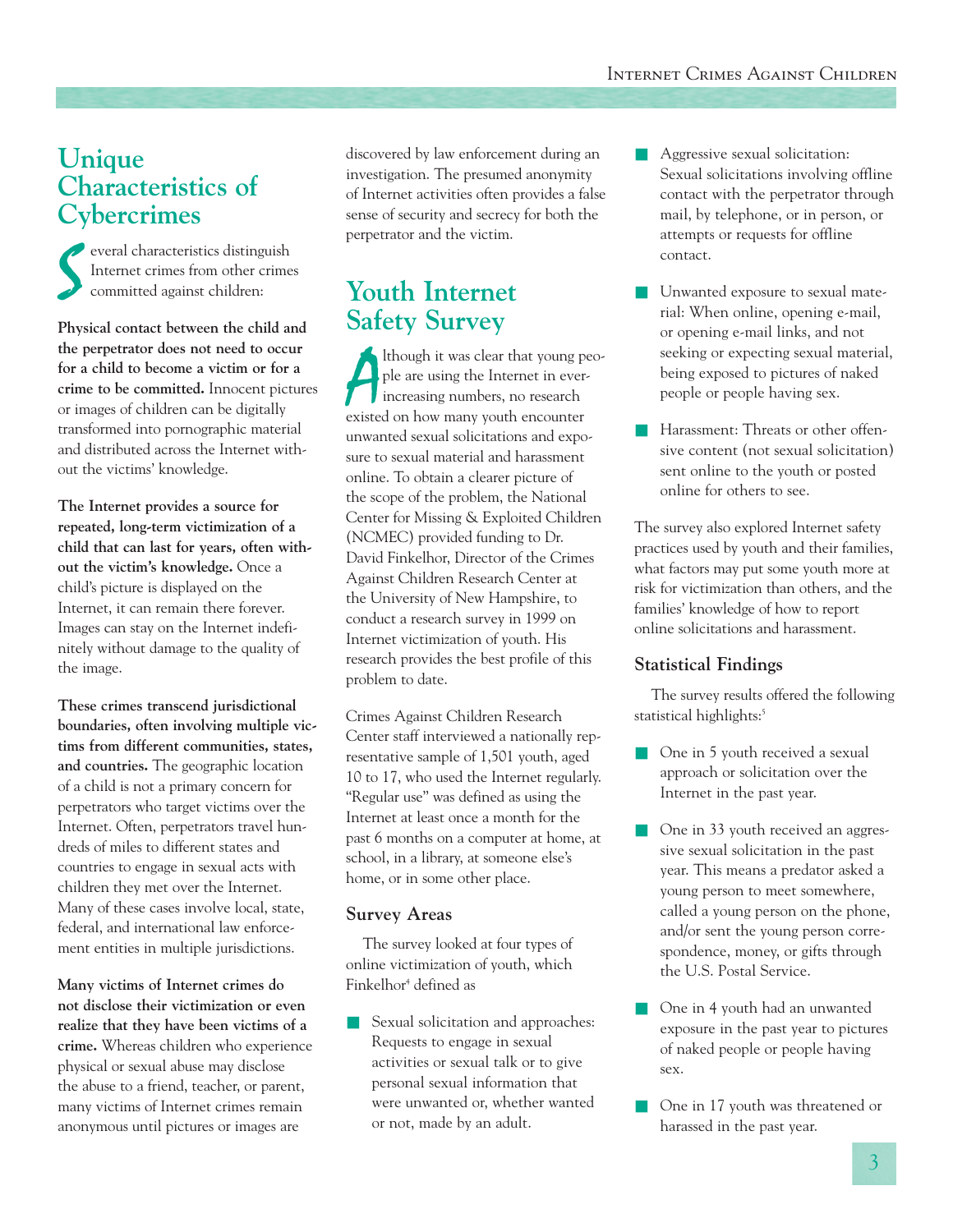## Unique Characteristics of Cybercrimes

Several characteristics distinguish Internet crimes from other crimes committed against children:

**Physical contact between the child and the perpetrator does not need to occur for a child to become a victim or for a crime to be committed.** Innocent pictures or images of children can be digitally transformed into pornographic material and distributed across the Internet without the victims' knowledge.

**The Internet provides a source for repeated, long-term victimization of a child that can last for years, often without the victim's knowledge.** Once a child's picture is displayed on the Internet, it can remain there forever. Images can stay on the Internet indefinitely without damage to the quality of the image.

**These crimes transcend jurisdictional boundaries, often involving multiple victims from different communities, states, and countries.** The geographic location of a child is not a primary concern for perpetrators who target victims over the Internet. Often, perpetrators travel hundreds of miles to different states and countries to engage in sexual acts with children they met over the Internet. Many of these cases involve local, state, federal, and international law enforcement entities in multiple jurisdictions.

**Many victims of Internet crimes do not disclose their victimization or even realize that they have been victims of a crime.** Whereas children who experience physical or sexual abuse may disclose the abuse to a friend, teacher, or parent, many victims of Internet crimes remain anonymous until pictures or images are discovered by law enforcement during an investigation. The presumed anonymity of Internet activities often provides a false sense of security and secrecy for both the perpetrator and the victim.

## Youth Internet Safety Survey

Although it was clear that young people are using the Internet in ever-increasing numbers, no research existed on how many youth encounter unwanted sexual solicitations and exposure to sexual material and harassment online. To obtain a clearer picture of the scope of the problem, the National Center for Missing & Exploited Children (NCMEC) provided funding to Dr. David Finkelhor, Director of the Crimes Against Children Research Center at the University of New Hampshire, to conduct a research survey in 1999 on Internet victimization of youth. His research provides the best profile of this problem to date.

Crimes Against Children Research Center staff interviewed a nationally representative sample of 1,501 youth, aged 10 to 17, who used the Internet regularly. "Regular use" was defined as using the Internet at least once a month for the past 6 months on a computer at home, at school, in a library, at someone else's home, or in some other place.

### Survey Areas

The survey looked at four types of online victimization of youth, which Finkelhor[4] defined as

- Sexual solicitation and approaches: Requests to engage in sexual activities or sexual talk or to give personal sexual information that were unwanted or, whether wanted or not, made by an adult.
- Aggressive sexual solicitation: Sexual solicitations involving offline contact with the perpetrator through mail, by telephone, or in person, or attempts or requests for offline contact.
- Unwanted exposure to sexual material: When online, opening e-mail, or opening e-mail links, and not seeking or expecting sexual material, being exposed to pictures of naked people or people having sex.
- Harassment: Threats or other offensive content (not sexual solicitation) sent online to the youth or posted online for others to see.

The survey also explored Internet safety practices used by youth and their families, what factors may put some youth more at risk for victimization than others, and the families' knowledge of how to report online solicitations and harassment.

### Statistical Findings

The survey results offered the following statistical highlights:[5]

- One in 5 youth received a sexual approach or solicitation over the Internet in the past year.
- One in 33 youth received an aggressive sexual solicitation in the past year. This means a predator asked a young person to meet somewhere, called a young person on the phone, and/or sent the young person correspondence, money, or gifts through the U.S. Postal Service.
- One in 4 youth had an unwanted exposure in the past year to pictures of naked people or people having sex.
- One in 17 youth was threatened or harassed in the past year.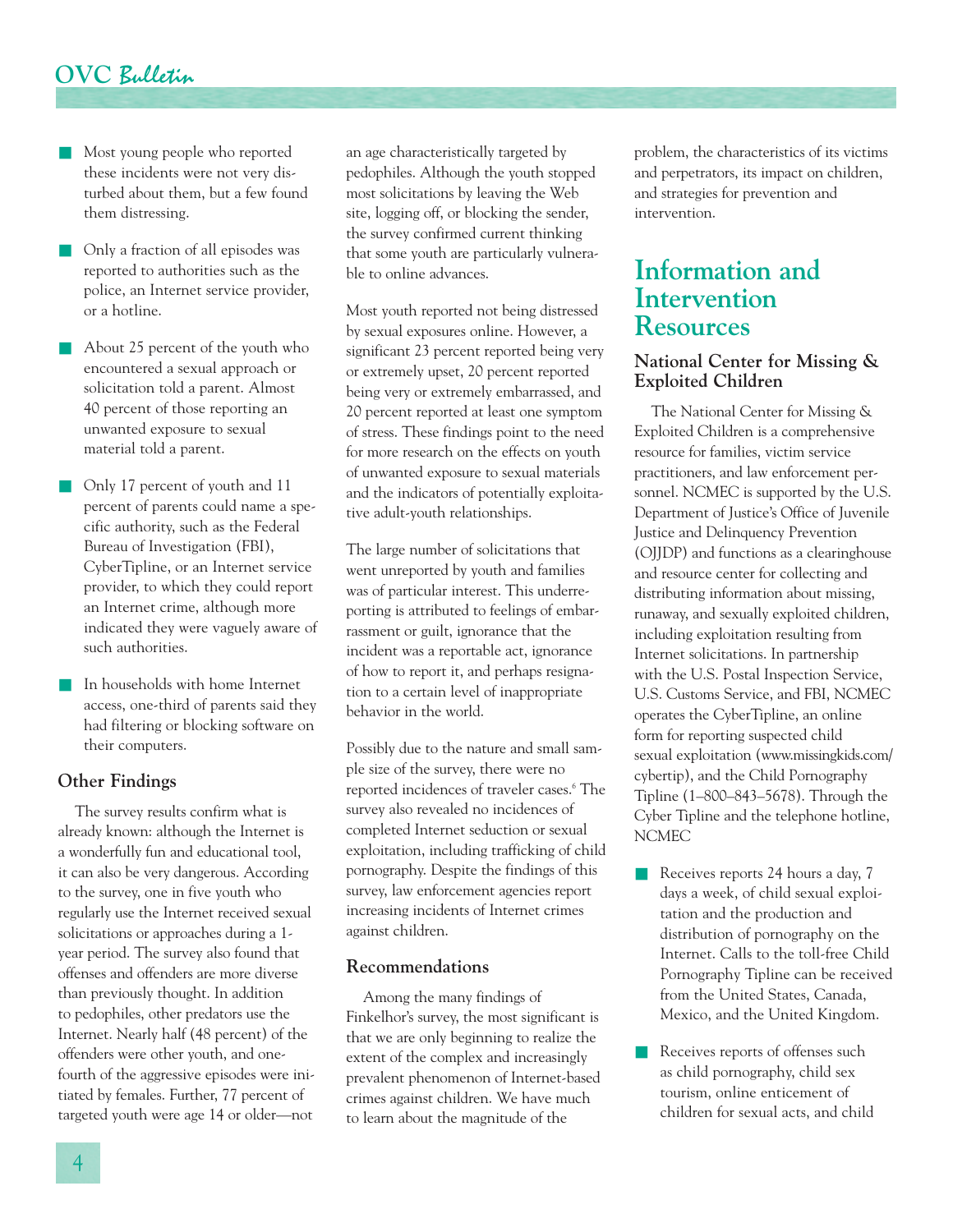- Most young people who reported these incidents were not very disturbed about them, but a few found them distressing.
- Only a fraction of all episodes was reported to authorities such as the police, an Internet service provider, or a hotline.
- About 25 percent of the youth who encountered a sexual approach or solicitation told a parent. Almost 40 percent of those reporting an unwanted exposure to sexual material told a parent.
- Only 17 percent of youth and 11 percent of parents could name a specific authority, such as the Federal Bureau of Investigation (FBI), CyberTipline, or an Internet service provider, to which they could report an Internet crime, although more indicated they were vaguely aware of such authorities.
- In households with home Internet access, one-third of parents said they had filtering or blocking software on their computers.

### Other Findings

The survey results confirm what is already known: although the Internet is a wonderfully fun and educational tool, it can also be very dangerous. According to the survey, one in five youth who regularly use the Internet received sexual solicitations or approaches during a 1-year period. The survey also found that offenses and offenders are more diverse than previously thought. In addition to pedophiles, other predators use the Internet. Nearly half (48 percent) of the offenders were other youth, and one-fourth of the aggressive episodes were initiated by females. Further, 77 percent of targeted youth were age 14 or older—not an age characteristically targeted by pedophiles. Although the youth stopped most solicitations by leaving the Web site, logging off, or blocking the sender, the survey confirmed current thinking that some youth are particularly vulnerable to online advances.

Most youth reported not being distressed by sexual exposures online. However, a significant 23 percent reported being very or extremely upset, 20 percent reported being very or extremely embarrassed, and 20 percent reported at least one symptom of stress. These findings point to the need for more research on the effects on youth of unwanted exposure to sexual materials and the indicators of potentially exploitative adult-youth relationships.

The large number of solicitations that went unreported by youth and families was of particular interest. This underreporting is attributed to feelings of embarrassment or guilt, ignorance that the incident was a reportable act, ignorance of how to report it, and perhaps resignation to a certain level of inappropriate behavior in the world.

Possibly due to the nature and small sample size of the survey, there were no reported incidences of traveler cases.[6] The survey also revealed no incidences of completed Internet seduction or sexual exploitation, including trafficking of child pornography. Despite the findings of this survey, law enforcement agencies report increasing incidents of Internet crimes against children.

### Recommendations

Among the many findings of Finkelhor's survey, the most significant is that we are only beginning to realize the extent of the complex and increasingly prevalent phenomenon of Internet-based crimes against children. We have much to learn about the magnitude of the problem, the characteristics of its victims and perpetrators, its impact on children, and strategies for prevention and intervention.

## Information and Intervention Resources

### National Center for Missing & Exploited Children

The National Center for Missing & Exploited Children is a comprehensive resource for families, victim service practitioners, and law enforcement personnel. NCMEC is supported by the U.S. Department of Justice's Office of Juvenile Justice and Delinquency Prevention (OJJDP) and functions as a clearinghouse and resource center for collecting and distributing information about missing, runaway, and sexually exploited children, including exploitation resulting from Internet solicitations. In partnership with the U.S. Postal Inspection Service, U.S. Customs Service, and FBI, NCMEC operates the CyberTipline, an online form for reporting suspected child sexual exploitation (www.missingkids.com/cybertip), and the Child Pornography Tipline (1–800–843–5678). Through the Cyber Tipline and the telephone hotline, NCMEC

- Receives reports 24 hours a day, 7 days a week, of child sexual exploitation and the production and distribution of pornography on the Internet. Calls to the toll-free Child Pornography Tipline can be received from the United States, Canada, Mexico, and the United Kingdom.
- Receives reports of offenses such as child pornography, child sex tourism, online enticement of children for sexual acts, and child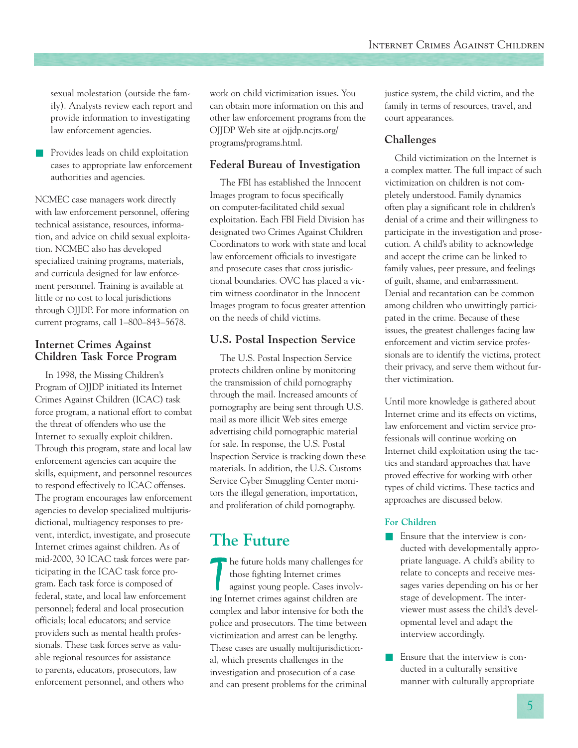sexual molestation (outside the family). Analysts review each report and provide information to investigating law enforcement agencies.

- Provides leads on child exploitation cases to appropriate law enforcement authorities and agencies.

NCMEC case managers work directly with law enforcement personnel, offering technical assistance, resources, information, and advice on child sexual exploitation. NCMEC also has developed specialized training programs, materials, and curricula designed for law enforcement personnel. Training is available at little or no cost to local jurisdictions through OJJDP. For more information on current programs, call 1–800–843–5678.

### Internet Crimes Against Children Task Force Program

In 1998, the Missing Children's Program of OJJDP initiated its Internet Crimes Against Children (ICAC) task force program, a national effort to combat the threat of offenders who use the Internet to sexually exploit children. Through this program, state and local law enforcement agencies can acquire the skills, equipment, and personnel resources to respond effectively to ICAC offenses. The program encourages law enforcement agencies to develop specialized multijurisdictional, multiagency responses to prevent, interdict, investigate, and prosecute Internet crimes against children. As of mid-2000, 30 ICAC task forces were participating in the ICAC task force program. Each task force is composed of federal, state, and local law enforcement personnel; federal and local prosecution officials; local educators; and service providers such as mental health professionals. These task forces serve as valuable regional resources for assistance to parents, educators, prosecutors, law enforcement personnel, and others who work on child victimization issues. You can obtain more information on this and other law enforcement programs from the OJJDP Web site at ojjdp.ncjrs.org/programs/programs.html.

### Federal Bureau of Investigation

The FBI has established the Innocent Images program to focus specifically on computer-facilitated child sexual exploitation. Each FBI Field Division has designated two Crimes Against Children Coordinators to work with state and local law enforcement officials to investigate and prosecute cases that cross jurisdictional boundaries. OVC has placed a victim witness coordinator in the Innocent Images program to focus greater attention on the needs of child victims.

### U.S. Postal Inspection Service

The U.S. Postal Inspection Service protects children online by monitoring the transmission of child pornography through the mail. Increased amounts of pornography are being sent through U.S. mail as more illicit Web sites emerge advertising child pornographic material for sale. In response, the U.S. Postal Inspection Service is tracking down these materials. In addition, the U.S. Customs Service Cyber Smuggling Center monitors the illegal generation, importation, and proliferation of child pornography.

## The Future

The future holds many challenges for those fighting Internet crimes against young people. Cases involving Internet crimes against children are complex and labor intensive for both the police and prosecutors. The time between victimization and arrest can be lengthy. These cases are usually multijurisdictional, which presents challenges in the investigation and prosecution of a case and can present problems for the criminal justice system, the child victim, and the family in terms of resources, travel, and court appearances.

### Challenges

Child victimization on the Internet is a complex matter. The full impact of such victimization on children is not completely understood. Family dynamics often play a significant role in children's denial of a crime and their willingness to participate in the investigation and prosecution. A child's ability to acknowledge and accept the crime can be linked to family values, peer pressure, and feelings of guilt, shame, and embarrassment. Denial and recantation can be common among children who unwittingly participated in the crime. Because of these issues, the greatest challenges facing law enforcement and victim service professionals are to identify the victims, protect their privacy, and serve them without further victimization.

Until more knowledge is gathered about Internet crime and its effects on victims, law enforcement and victim service professionals will continue working on Internet child exploitation using the tactics and standard approaches that have proved effective for working with other types of child victims. These tactics and approaches are discussed below.

#### For Children

- Ensure that the interview is conducted with developmentally appropriate language. A child's ability to relate to concepts and receive messages varies depending on his or her stage of development. The interviewer must assess the child's developmental level and adapt the interview accordingly.

- Ensure that the interview is conducted in a culturally sensitive manner with culturally appropriate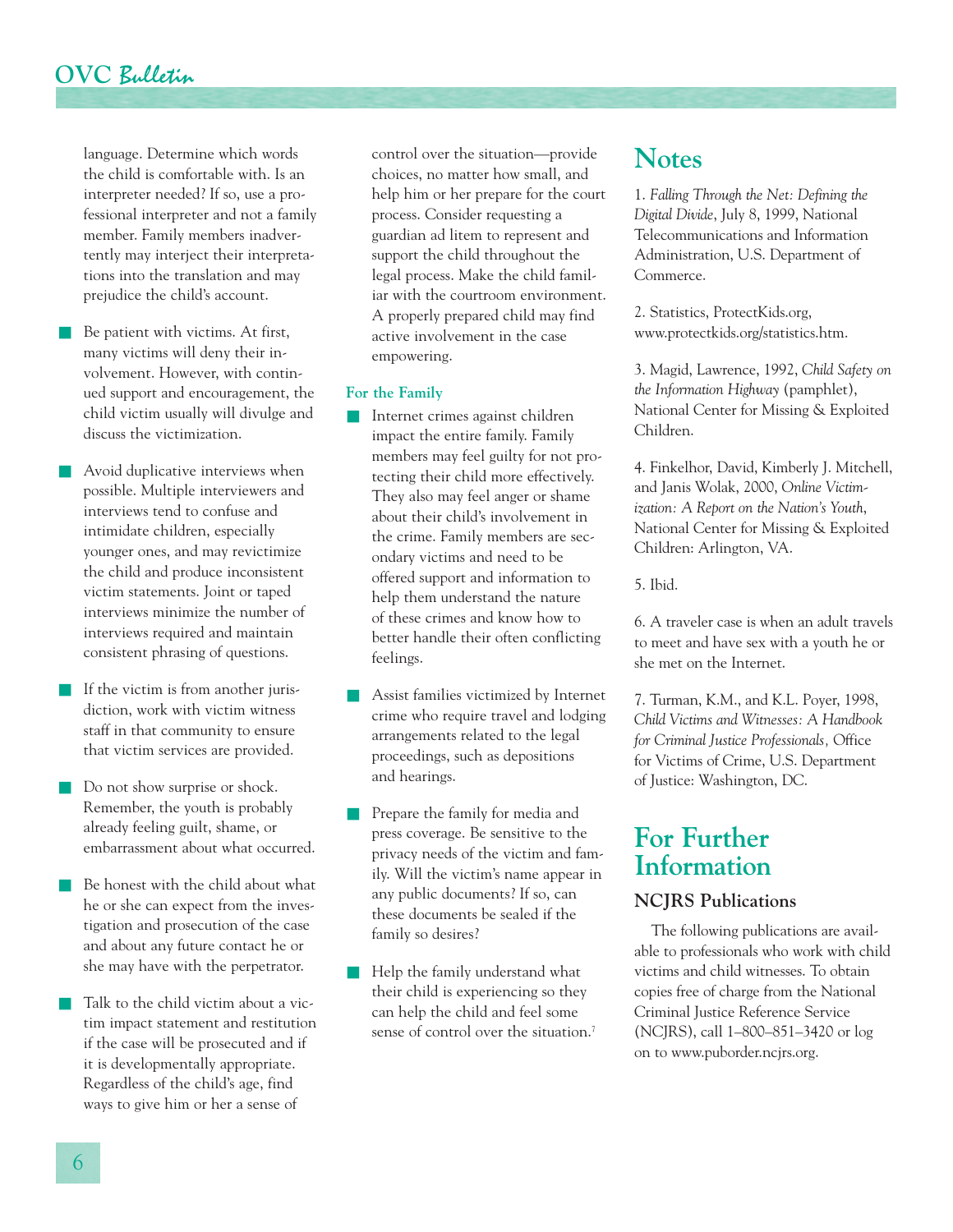language. Determine which words the child is comfortable with. Is an interpreter needed? If so, use a professional interpreter and not a family member. Family members inadvertently may interject their interpretations into the translation and may prejudice the child's account.

- Be patient with victims. At first, many victims will deny their involvement. However, with continued support and encouragement, the child victim usually will divulge and discuss the victimization.
- Avoid duplicative interviews when possible. Multiple interviewers and interviews tend to confuse and intimidate children, especially younger ones, and may revictimize the child and produce inconsistent victim statements. Joint or taped interviews minimize the number of interviews required and maintain consistent phrasing of questions.
- If the victim is from another jurisdiction, work with victim witness staff in that community to ensure that victim services are provided.
- Do not show surprise or shock. Remember, the youth is probably already feeling guilt, shame, or embarrassment about what occurred.
- Be honest with the child about what he or she can expect from the investigation and prosecution of the case and about any future contact he or she may have with the perpetrator.
- Talk to the child victim about a victim impact statement and restitution if the case will be prosecuted and if it is developmentally appropriate. Regardless of the child's age, find ways to give him or her a sense of control over the situation—provide choices, no matter how small, and help him or her prepare for the court process. Consider requesting a guardian ad litem to represent and support the child throughout the legal process. Make the child familiar with the courtroom environment. A properly prepared child may find active involvement in the case empowering.

### For the Family

- Internet crimes against children impact the entire family. Family members may feel guilty for not protecting their child more effectively. They also may feel anger or shame about their child's involvement in the crime. Family members are secondary victims and need to be offered support and information to help them understand the nature of these crimes and know how to better handle their often conflicting feelings.
- Assist families victimized by Internet crime who require travel and lodging arrangements related to the legal proceedings, such as depositions and hearings.
- Prepare the family for media and press coverage. Be sensitive to the privacy needs of the victim and family. Will the victim's name appear in any public documents? If so, can these documents be sealed if the family so desires?
- Help the family understand what their child is experiencing so they can help the child and feel some sense of control over the situation.[7]

## Notes

1. *Falling Through the Net: Defining the Digital Divide*, July 8, 1999, National Telecommunications and Information Administration, U.S. Department of Commerce.

2. Statistics, ProtectKids.org, www.protectkids.org/statistics.htm.

3. Magid, Lawrence, 1992, *Child Safety on the Information Highway* (pamphlet), National Center for Missing & Exploited Children.

4. Finkelhor, David, Kimberly J. Mitchell, and Janis Wolak, 2000, *Online Victimization: A Report on the Nation's Youth*, National Center for Missing & Exploited Children: Arlington, VA.

5. Ibid.

6. A traveler case is when an adult travels to meet and have sex with a youth he or she met on the Internet.

7. Turman, K.M., and K.L. Poyer, 1998, *Child Victims and Witnesses: A Handbook for Criminal Justice Professionals*, Office for Victims of Crime, U.S. Department of Justice: Washington, DC.

## For Further Information

### NCJRS Publications

The following publications are available to professionals who work with child victims and child witnesses. To obtain copies free of charge from the National Criminal Justice Reference Service (NCJRS), call 1–800–851–3420 or log on to www.puborder.ncjrs.org.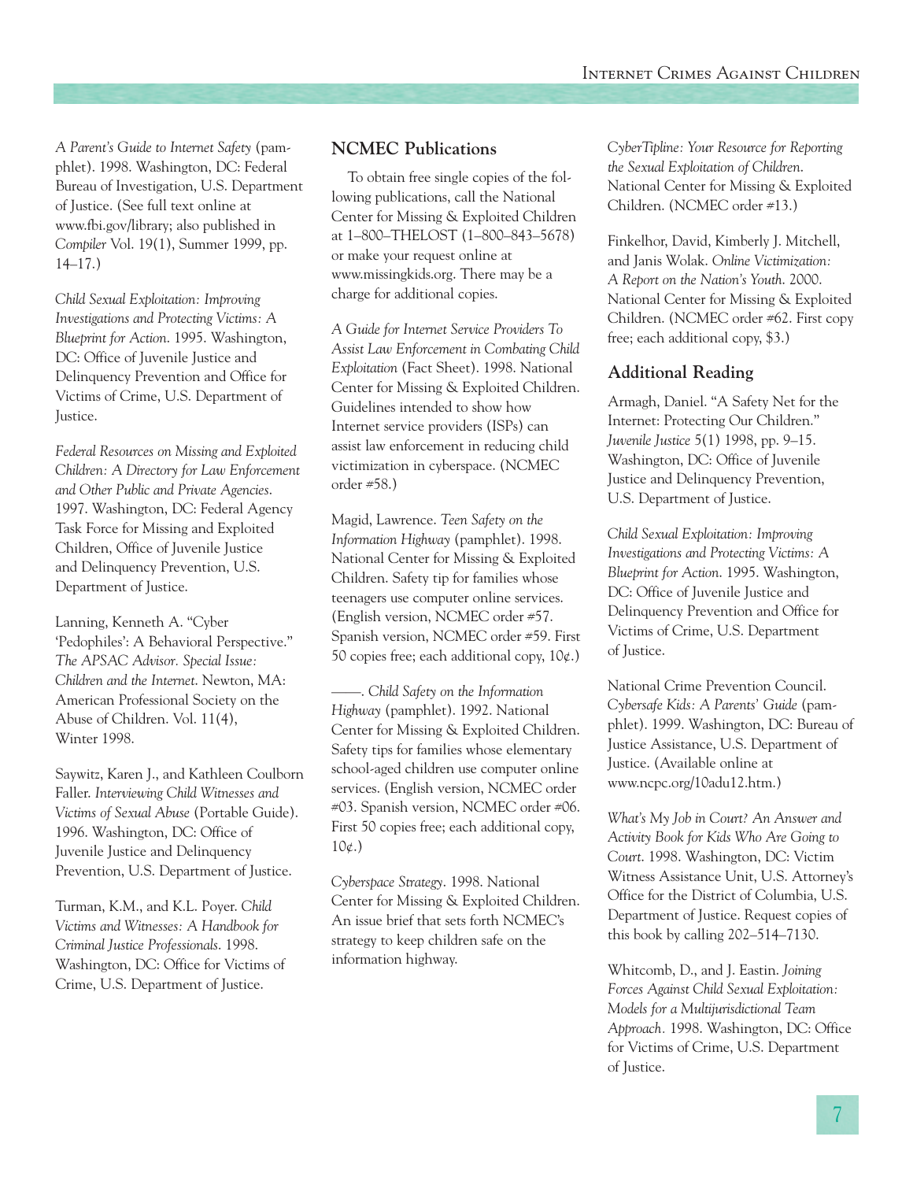*A Parent's Guide to Internet Safety* (pamphlet). 1998. Washington, DC: Federal Bureau of Investigation, U.S. Department of Justice. (See full text online at www.fbi.gov/library; also published in *Compiler* Vol. 19(1), Summer 1999, pp. 14–17.)

*Child Sexual Exploitation: Improving Investigations and Protecting Victims: A Blueprint for Action*. 1995. Washington, DC: Office of Juvenile Justice and Delinquency Prevention and Office for Victims of Crime, U.S. Department of Justice.

*Federal Resources on Missing and Exploited Children: A Directory for Law Enforcement and Other Public and Private Agencies*. 1997. Washington, DC: Federal Agency Task Force for Missing and Exploited Children, Office of Juvenile Justice and Delinquency Prevention, U.S. Department of Justice.

Lanning, Kenneth A. "Cyber 'Pedophiles': A Behavioral Perspective." *The APSAC Advisor. Special Issue: Children and the Internet*. Newton, MA: American Professional Society on the Abuse of Children. Vol. 11(4), Winter 1998.

Saywitz, Karen J., and Kathleen Coulborn Faller. *Interviewing Child Witnesses and Victims of Sexual Abuse* (Portable Guide). 1996. Washington, DC: Office of Juvenile Justice and Delinquency Prevention, U.S. Department of Justice.

Turman, K.M., and K.L. Poyer. *Child Victims and Witnesses: A Handbook for Criminal Justice Professionals*. 1998. Washington, DC: Office for Victims of Crime, U.S. Department of Justice.

## NCMEC Publications

To obtain free single copies of the following publications, call the National Center for Missing & Exploited Children at 1–800–THELOST (1–800–843–5678) or make your request online at www.missingkids.org. There may be a charge for additional copies.

*A Guide for Internet Service Providers To Assist Law Enforcement in Combating Child Exploitation* (Fact Sheet). 1998. National Center for Missing & Exploited Children. Guidelines intended to show how Internet service providers (ISPs) can assist law enforcement in reducing child victimization in cyberspace. (NCMEC order #58.)

Magid, Lawrence. *Teen Safety on the Information Highway* (pamphlet). 1998. National Center for Missing & Exploited Children. Safety tip for families whose teenagers use computer online services. (English version, NCMEC order #57. Spanish version, NCMEC order #59. First 50 copies free; each additional copy, 10¢.)

———. *Child Safety on the Information Highway* (pamphlet). 1992. National Center for Missing & Exploited Children. Safety tips for families whose elementary school-aged children use computer online services. (English version, NCMEC order #03. Spanish version, NCMEC order #06. First 50 copies free; each additional copy, 10¢.)

*Cyberspace Strategy*. 1998. National Center for Missing & Exploited Children. An issue brief that sets forth NCMEC's strategy to keep children safe on the information highway.

*CyberTipline: Your Resource for Reporting the Sexual Exploitation of Children*. National Center for Missing & Exploited Children. (NCMEC order #13.)

Finkelhor, David, Kimberly J. Mitchell, and Janis Wolak. *Online Victimization: A Report on the Nation's Youth*. 2000. National Center for Missing & Exploited Children. (NCMEC order #62. First copy free; each additional copy, $3.)

## Additional Reading

Armagh, Daniel. "A Safety Net for the Internet: Protecting Our Children." *Juvenile Justice* 5(1) 1998, pp. 9–15. Washington, DC: Office of Juvenile Justice and Delinquency Prevention, U.S. Department of Justice.

*Child Sexual Exploitation: Improving Investigations and Protecting Victims: A Blueprint for Action*. 1995. Washington, DC: Office of Juvenile Justice and Delinquency Prevention and Office for Victims of Crime, U.S. Department of Justice.

National Crime Prevention Council. *Cybersafe Kids: A Parents' Guide* (pamphlet). 1999. Washington, DC: Bureau of Justice Assistance, U.S. Department of Justice. (Available online at www.ncpc.org/10adu12.htm.)

*What's My Job in Court? An Answer and Activity Book for Kids Who Are Going to Court*. 1998. Washington, DC: Victim Witness Assistance Unit, U.S. Attorney's Office for the District of Columbia, U.S. Department of Justice. Request copies of this book by calling 202–514–7130.

Whitcomb, D., and J. Eastin. *Joining Forces Against Child Sexual Exploitation: Models for a Multijurisdictional Team Approach*. 1998. Washington, DC: Office for Victims of Crime, U.S. Department of Justice.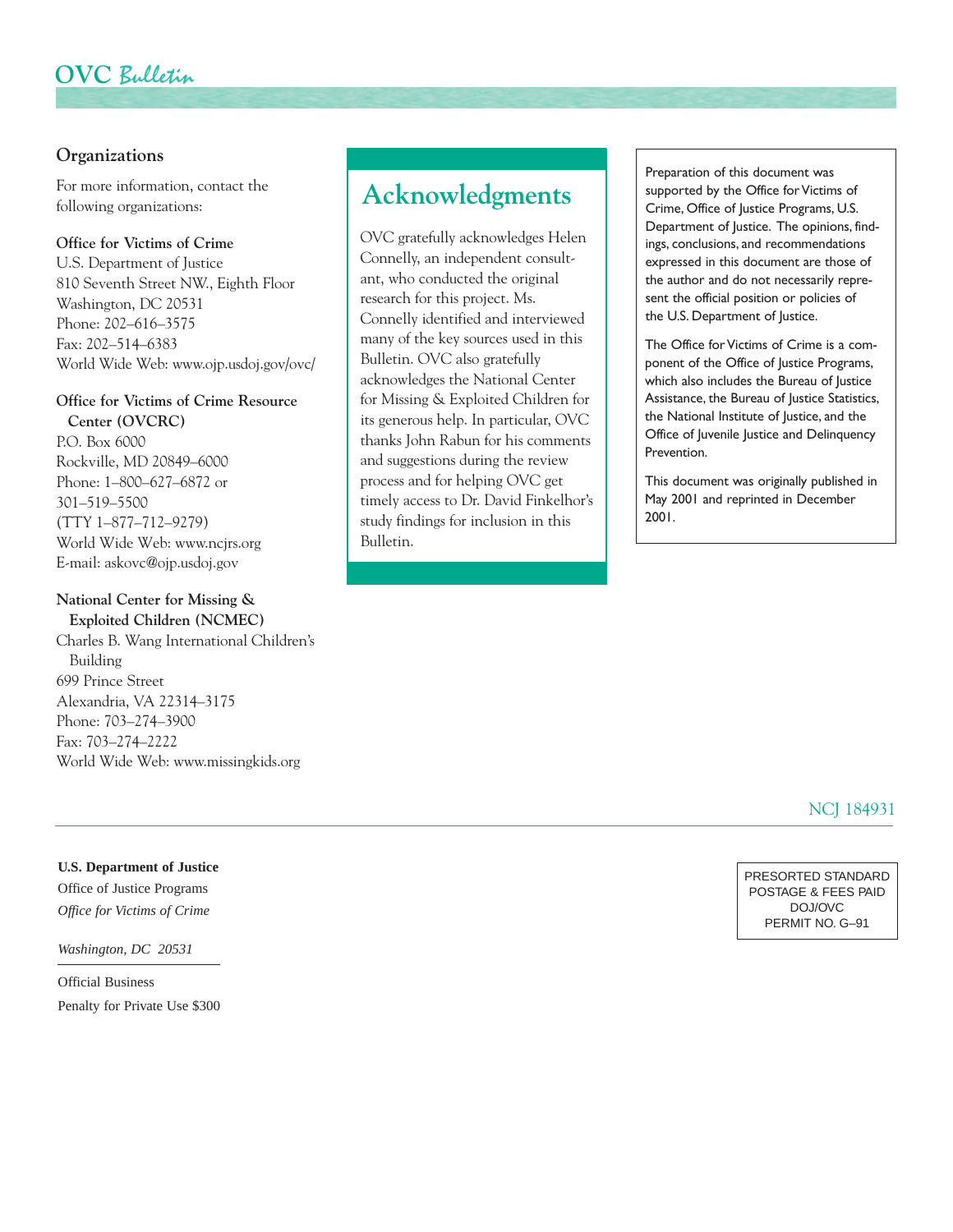## Organizations

For more information, contact the following organizations:

**Office for Victims of Crime**
U.S. Department of Justice
810 Seventh Street NW., Eighth Floor
Washington, DC 20531
Phone: 202–616–3575
Fax: 202–514–6383
World Wide Web: www.ojp.usdoj.gov/ovc/

**Office for Victims of Crime Resource Center (OVCRC)**
P.O. Box 6000
Rockville, MD 20849–6000
Phone: 1–800–627–6872 or 301–519–5500
(TTY 1–877–712–9279)
World Wide Web: www.ncjrs.org
E-mail: askovc@ojp.usdoj.gov

**National Center for Missing & Exploited Children (NCMEC)**
Charles B. Wang International Children's Building
699 Prince Street
Alexandria, VA 22314–3175
Phone: 703–274–3900
Fax: 703–274–2222
World Wide Web: www.missingkids.org

## Acknowledgments

OVC gratefully acknowledges Helen Connelly, an independent consultant, who conducted the original research for this project. Ms. Connelly identified and interviewed many of the key sources used in this Bulletin. OVC also gratefully acknowledges the National Center for Missing & Exploited Children for its generous help. In particular, OVC thanks John Rabun for his comments and suggestions during the review process and for helping OVC get timely access to Dr. David Finkelhor's study findings for inclusion in this Bulletin.

Preparation of this document was supported by the Office for Victims of Crime, Office of Justice Programs, U.S. Department of Justice. The opinions, findings, conclusions, and recommendations expressed in this document are those of the author and do not necessarily represent the official position or policies of the U.S. Department of Justice.

The Office for Victims of Crime is a component of the Office of Justice Programs, which also includes the Bureau of Justice Assistance, the Bureau of Justice Statistics, the National Institute of Justice, and the Office of Juvenile Justice and Delinquency Prevention.

This document was originally published in May 2001 and reprinted in December 2001.

NCJ 184931

**U.S. Department of Justice**
Office of Justice Programs
*Office for Victims of Crime*

*Washington, DC 20531*

Official Business
Penalty for Private Use $300

PRESORTED STANDARD
POSTAGE & FEES PAID
DOJ/OVC
PERMIT NO. G–91